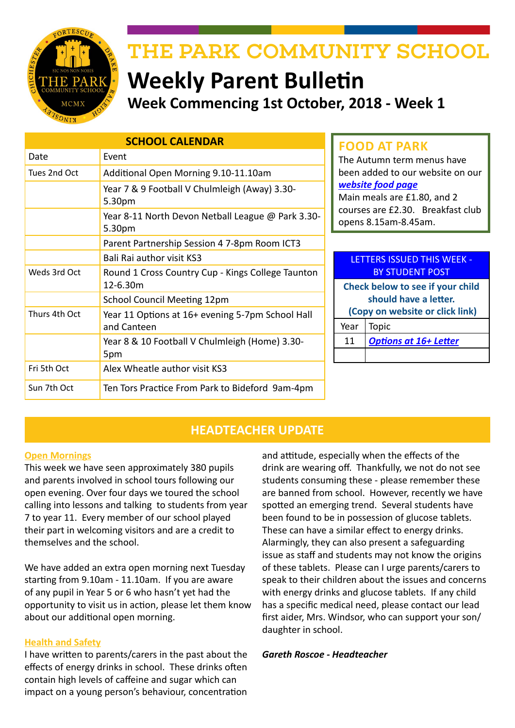# THE PARK COMMUNITY SCHOOL

## Weekly Parent Bulletin

### Week Commencing 1st October, 2018 - Week 1

| SCHOOL CALENDAR | |
|---|---|
| Date | Event |
| Tues 2nd Oct | Additional Open Morning 9.10-11.10am |
| | Year 7 & 9 Football V Chulmleigh (Away) 3.30-5.30pm |
| | Year 8-11 North Devon Netball League @ Park 3.30-5.30pm |
| | Parent Partnership Session 4 7-8pm Room ICT3 |
| | Bali Rai author visit KS3 |
| Weds 3rd Oct | Round 1 Cross Country Cup - Kings College Taunton 12-6.30m |
| | School Council Meeting 12pm |
| Thurs 4th Oct | Year 11 Options at 16+ evening 5-7pm School Hall and Canteen |
| | Year 8 & 10 Football V Chulmleigh (Home) 3.30-5pm |
| Fri 5th Oct | Alex Wheatle author visit KS3 |
| Sun 7th Oct | Ten Tors Practice From Park to Bideford 9am-4pm |

## FOOD AT PARK

The Autumn term menus have been added to our website on our ***website food page***

Main meals are £1.80, and 2 courses are £2.30. Breakfast club opens 8.15am-8.45am.

| LETTERS ISSUED THIS WEEK - BY STUDENT POST | |
|---|---|
| **Check below to see if your child should have a letter. (Copy on website or click link)** | |
| Year | Topic |
| 11 | ***Options at 16+ Letter*** |
| | |

## HEADTEACHER UPDATE

**Open Mornings**

This week we have seen approximately 380 pupils and parents involved in school tours following our open evening. Over four days we toured the school calling into lessons and talking to students from year 7 to year 11. Every member of our school played their part in welcoming visitors and are a credit to themselves and the school.

We have added an extra open morning next Tuesday starting from 9.10am - 11.10am. If you are aware of any pupil in Year 5 or 6 who hasn't yet had the opportunity to visit us in action, please let them know about our additional open morning.

**Health and Safety**

I have written to parents/carers in the past about the effects of energy drinks in school. These drinks often contain high levels of caffeine and sugar which can impact on a young person's behaviour, concentration and attitude, especially when the effects of the drink are wearing off. Thankfully, we not do not see students consuming these - please remember these are banned from school. However, recently we have spotted an emerging trend. Several students have been found to be in possession of glucose tablets. These can have a similar effect to energy drinks. Alarmingly, they can also present a safeguarding issue as staff and students may not know the origins of these tablets. Please can I urge parents/carers to speak to their children about the issues and concerns with energy drinks and glucose tablets. If any child has a specific medical need, please contact our lead first aider, Mrs. Windsor, who can support your son/daughter in school.

***Gareth Roscoe - Headteacher***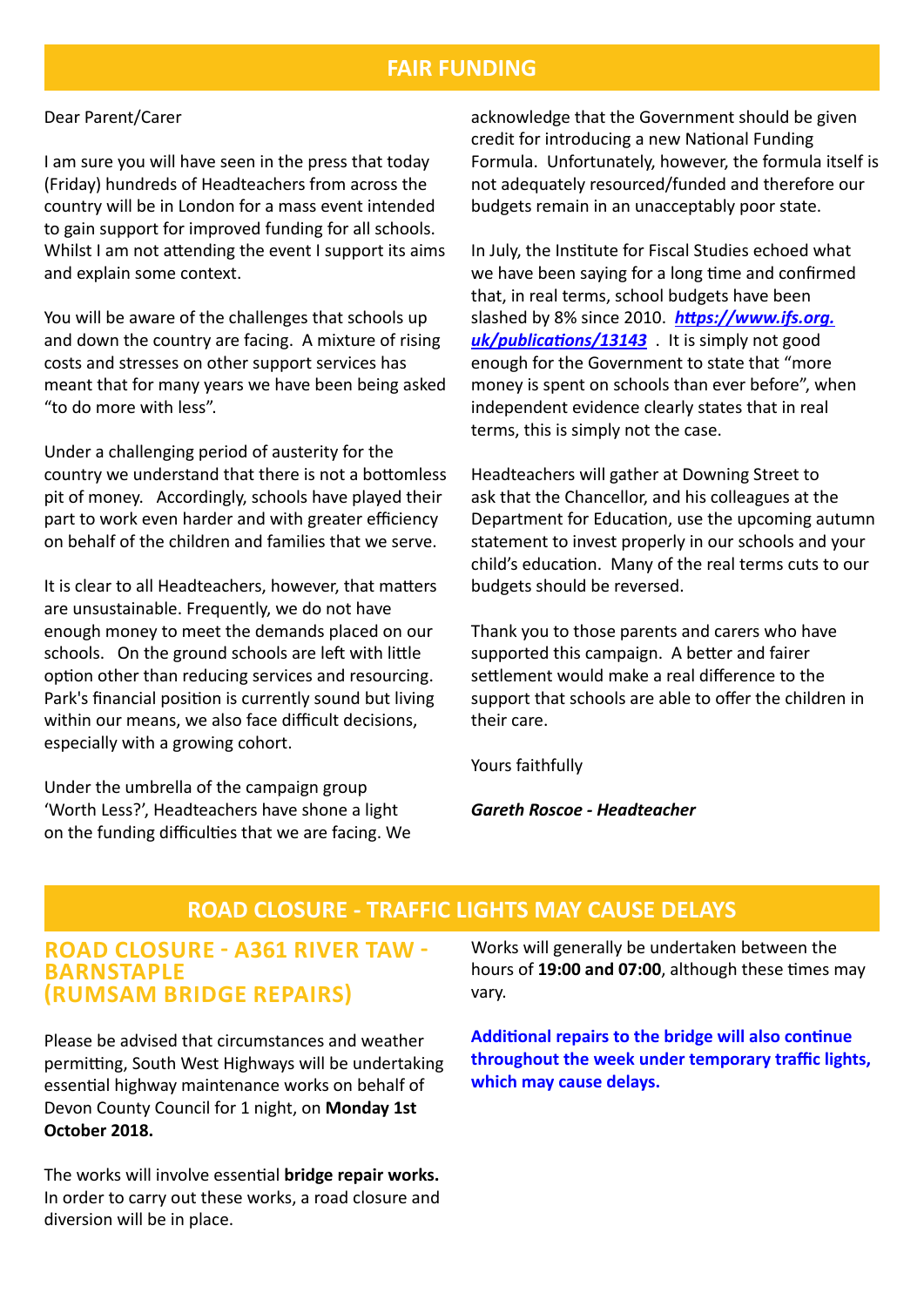## FAIR FUNDING

Dear Parent/Carer

I am sure you will have seen in the press that today (Friday) hundreds of Headteachers from across the country will be in London for a mass event intended to gain support for improved funding for all schools. Whilst I am not attending the event I support its aims and explain some context.

You will be aware of the challenges that schools up and down the country are facing. A mixture of rising costs and stresses on other support services has meant that for many years we have been being asked "to do more with less".

Under a challenging period of austerity for the country we understand that there is not a bottomless pit of money. Accordingly, schools have played their part to work even harder and with greater efficiency on behalf of the children and families that we serve.

It is clear to all Headteachers, however, that matters are unsustainable. Frequently, we do not have enough money to meet the demands placed on our schools. On the ground schools are left with little option other than reducing services and resourcing. Park's financial position is currently sound but living within our means, we also face difficult decisions, especially with a growing cohort.

Under the umbrella of the campaign group 'Worth Less?', Headteachers have shone a light on the funding difficulties that we are facing. We acknowledge that the Government should be given credit for introducing a new National Funding Formula. Unfortunately, however, the formula itself is not adequately resourced/funded and therefore our budgets remain in an unacceptably poor state.

In July, the Institute for Fiscal Studies echoed what we have been saying for a long time and confirmed that, in real terms, school budgets have been slashed by 8% since 2010. ***https://www.ifs.org.uk/publications/13143*** . It is simply not good enough for the Government to state that "more money is spent on schools than ever before", when independent evidence clearly states that in real terms, this is simply not the case.

Headteachers will gather at Downing Street to ask that the Chancellor, and his colleagues at the Department for Education, use the upcoming autumn statement to invest properly in our schools and your child's education. Many of the real terms cuts to our budgets should be reversed.

Thank you to those parents and carers who have supported this campaign. A better and fairer settlement would make a real difference to the support that schools are able to offer the children in their care.

Yours faithfully

***Gareth Roscoe - Headteacher***

## ROAD CLOSURE - TRAFFIC LIGHTS MAY CAUSE DELAYS

### ROAD CLOSURE - A361 RIVER TAW - BARNSTAPLE (RUMSAM BRIDGE REPAIRS)

Please be advised that circumstances and weather permitting, South West Highways will be undertaking essential highway maintenance works on behalf of Devon County Council for 1 night, on **Monday 1st October 2018.**

The works will involve essential **bridge repair works.** In order to carry out these works, a road closure and diversion will be in place.

Works will generally be undertaken between the hours of **19:00 and 07:00**, although these times may vary.

**Additional repairs to the bridge will also continue throughout the week under temporary traffic lights, which may cause delays.**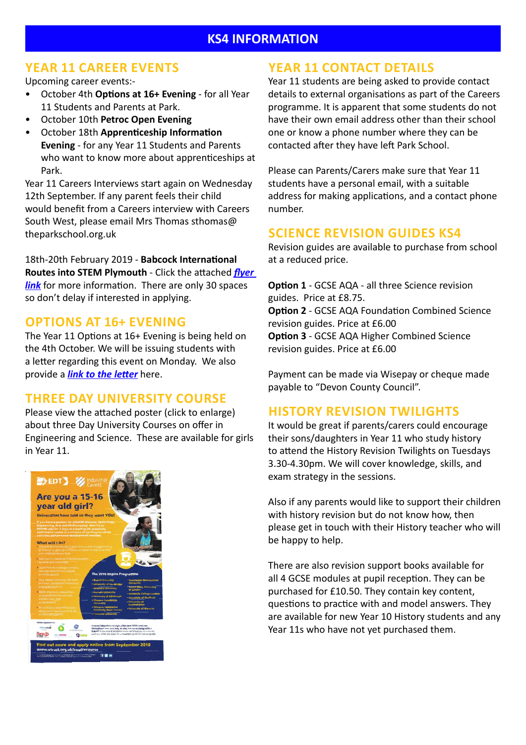# KS4 INFORMATION

## YEAR 11 CAREER EVENTS

Upcoming career events:-

- October 4th **Options at 16+ Evening** - for all Year 11 Students and Parents at Park.
- October 10th **Petroc Open Evening**
- October 18th **Apprenticeship Information Evening** - for any Year 11 Students and Parents who want to know more about apprenticeships at Park.

Year 11 Careers Interviews start again on Wednesday 12th September. If any parent feels their child would benefit from a Careers interview with Careers South West, please email Mrs Thomas sthomas@theparkschool.org.uk

18th-20th February 2019 - **Babcock International Routes into STEM Plymouth** - Click the attached ***flyer link*** for more information. There are only 30 spaces so don't delay if interested in applying.

## OPTIONS AT 16+ EVENING

The Year 11 Options at 16+ Evening is being held on the 4th October. We will be issuing students with a letter regarding this event on Monday. We also provide a ***link to the letter*** here.

## THREE DAY UNIVERSITY COURSE

Please view the attached poster (click to enlarge) about three Day University Courses on offer in Engineering and Science. These are available for girls in Year 11.

## YEAR 11 CONTACT DETAILS

Year 11 students are being asked to provide contact details to external organisations as part of the Careers programme. It is apparent that some students do not have their own email address other than their school one or know a phone number where they can be contacted after they have left Park School.

Please can Parents/Carers make sure that Year 11 students have a personal email, with a suitable address for making applications, and a contact phone number.

## SCIENCE REVISION GUIDES KS4

Revision guides are available to purchase from school at a reduced price.

**Option 1** - GCSE AQA - all three Science revision guides. Price at £8.75.
**Option 2** - GCSE AQA Foundation Combined Science revision guides. Price at £6.00
**Option 3** - GCSE AQA Higher Combined Science revision guides. Price at £6.00

Payment can be made via Wisepay or cheque made payable to "Devon County Council".

## HISTORY REVISION TWILIGHTS

It would be great if parents/carers could encourage their sons/daughters in Year 11 who study history to attend the History Revision Twilights on Tuesdays 3.30-4.30pm. We will cover knowledge, skills, and exam strategy in the sessions.

Also if any parents would like to support their children with history revision but do not know how, then please get in touch with their History teacher who will be happy to help.

There are also revision support books available for all 4 GCSE modules at pupil reception. They can be purchased for £10.50. They contain key content, questions to practice with and model answers. They are available for new Year 10 History students and any Year 11s who have not yet purchased them.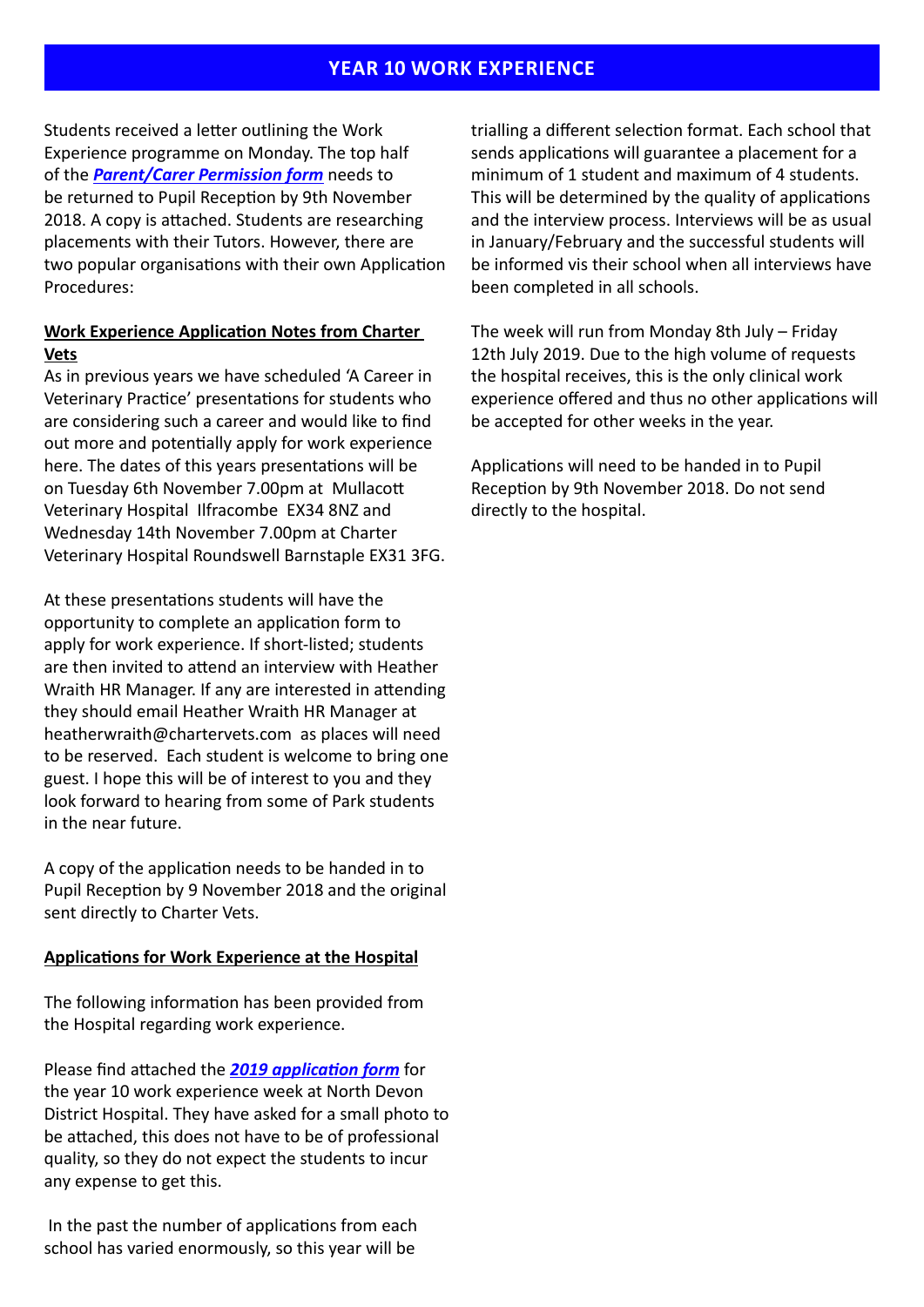## YEAR 10 WORK EXPERIENCE

Students received a letter outlining the Work Experience programme on Monday. The top half of the ***Parent/Carer Permission form*** needs to be returned to Pupil Reception by 9th November 2018. A copy is attached. Students are researching placements with their Tutors. However, there are two popular organisations with their own Application Procedures:

**Work Experience Application Notes from Charter Vets**

As in previous years we have scheduled 'A Career in Veterinary Practice' presentations for students who are considering such a career and would like to find out more and potentially apply for work experience here. The dates of this years presentations will be on Tuesday 6th November 7.00pm at Mullacott Veterinary Hospital Ilfracombe EX34 8NZ and Wednesday 14th November 7.00pm at Charter Veterinary Hospital Roundswell Barnstaple EX31 3FG.

At these presentations students will have the opportunity to complete an application form to apply for work experience. If short-listed; students are then invited to attend an interview with Heather Wraith HR Manager. If any are interested in attending they should email Heather Wraith HR Manager at heatherwraith@chartervets.com as places will need to be reserved. Each student is welcome to bring one guest. I hope this will be of interest to you and they look forward to hearing from some of Park students in the near future.

A copy of the application needs to be handed in to Pupil Reception by 9 November 2018 and the original sent directly to Charter Vets.

**Applications for Work Experience at the Hospital**

The following information has been provided from the Hospital regarding work experience.

Please find attached the ***2019 application form*** for the year 10 work experience week at North Devon District Hospital. They have asked for a small photo to be attached, this does not have to be of professional quality, so they do not expect the students to incur any expense to get this.

In the past the number of applications from each school has varied enormously, so this year will be trialling a different selection format. Each school that sends applications will guarantee a placement for a minimum of 1 student and maximum of 4 students. This will be determined by the quality of applications and the interview process. Interviews will be as usual in January/February and the successful students will be informed vis their school when all interviews have been completed in all schools.

The week will run from Monday 8th July – Friday 12th July 2019. Due to the high volume of requests the hospital receives, this is the only clinical work experience offered and thus no other applications will be accepted for other weeks in the year.

Applications will need to be handed in to Pupil Reception by 9th November 2018. Do not send directly to the hospital.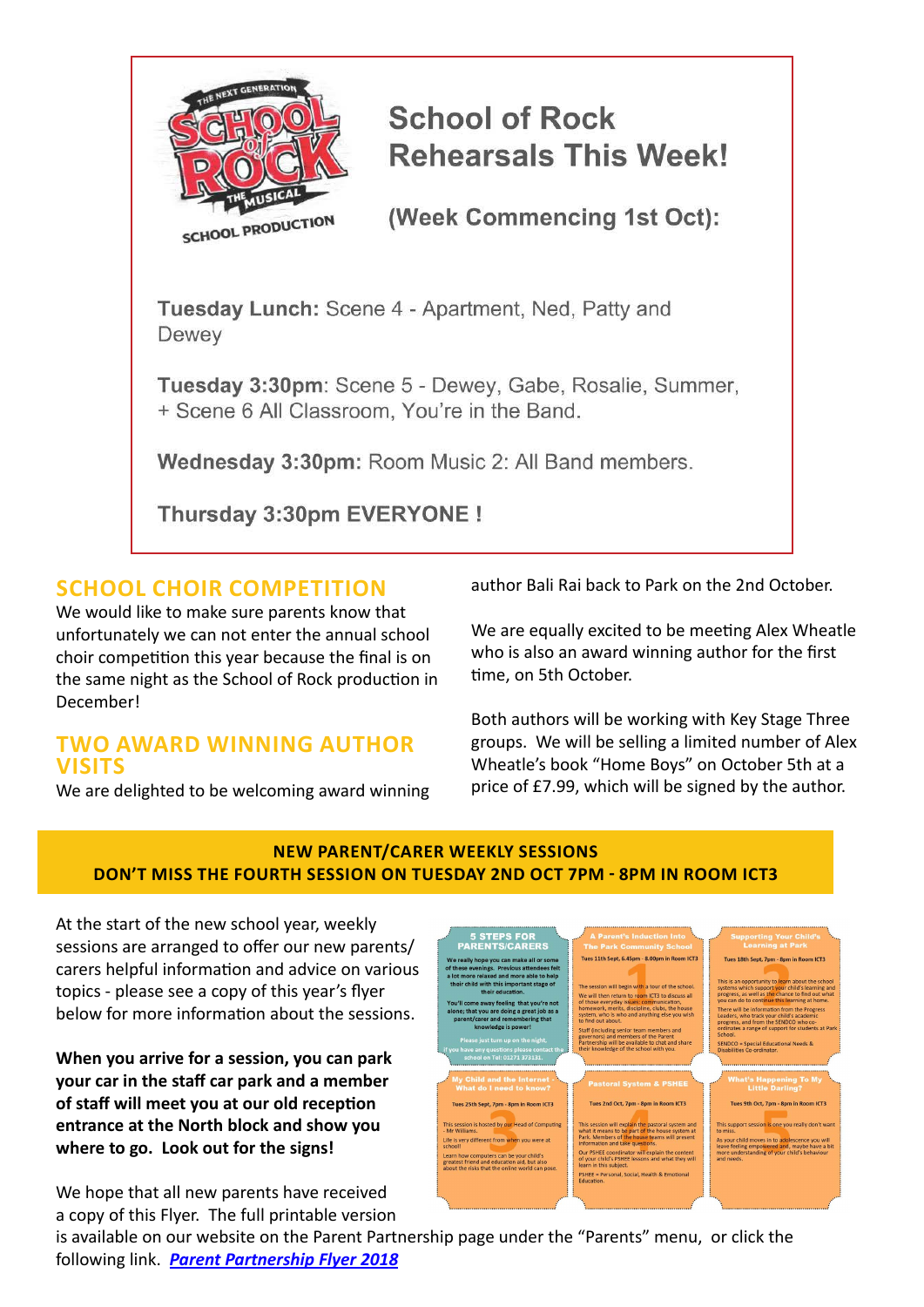## School of Rock Rehearsals This Week!

**(Week Commencing 1st Oct):**

**Tuesday Lunch:** Scene 4 - Apartment, Ned, Patty and Dewey

**Tuesday 3:30pm**: Scene 5 - Dewey, Gabe, Rosalie, Summer, + Scene 6 All Classroom, You're in the Band.

**Wednesday 3:30pm:** Room Music 2: All Band members.

**Thursday 3:30pm EVERYONE !**

## SCHOOL CHOIR COMPETITION

We would like to make sure parents know that unfortunately we can not enter the annual school choir competition this year because the final is on the same night as the School of Rock production in December!

## TWO AWARD WINNING AUTHOR VISITS

We are delighted to be welcoming award winning author Bali Rai back to Park on the 2nd October.

We are equally excited to be meeting Alex Wheatle who is also an award winning author for the first time, on 5th October.

Both authors will be working with Key Stage Three groups. We will be selling a limited number of Alex Wheatle's book "Home Boys" on October 5th at a price of £7.99, which will be signed by the author.

## NEW PARENT/CARER WEEKLY SESSIONS
## DON'T MISS THE FOURTH SESSION ON TUESDAY 2ND OCT 7PM - 8PM IN ROOM ICT3

At the start of the new school year, weekly sessions are arranged to offer our new parents/carers helpful information and advice on various topics - please see a copy of this year's flyer below for more information about the sessions.

**When you arrive for a session, you can park your car in the staff car park and a member of staff will meet you at our old reception entrance at the North block and show you where to go. Look out for the signs!**

We hope that all new parents have received a copy of this Flyer. The full printable version is available on our website on the Parent Partnership page under the "Parents" menu, or click the following link. ***Parent Partnership Flyer 2018***